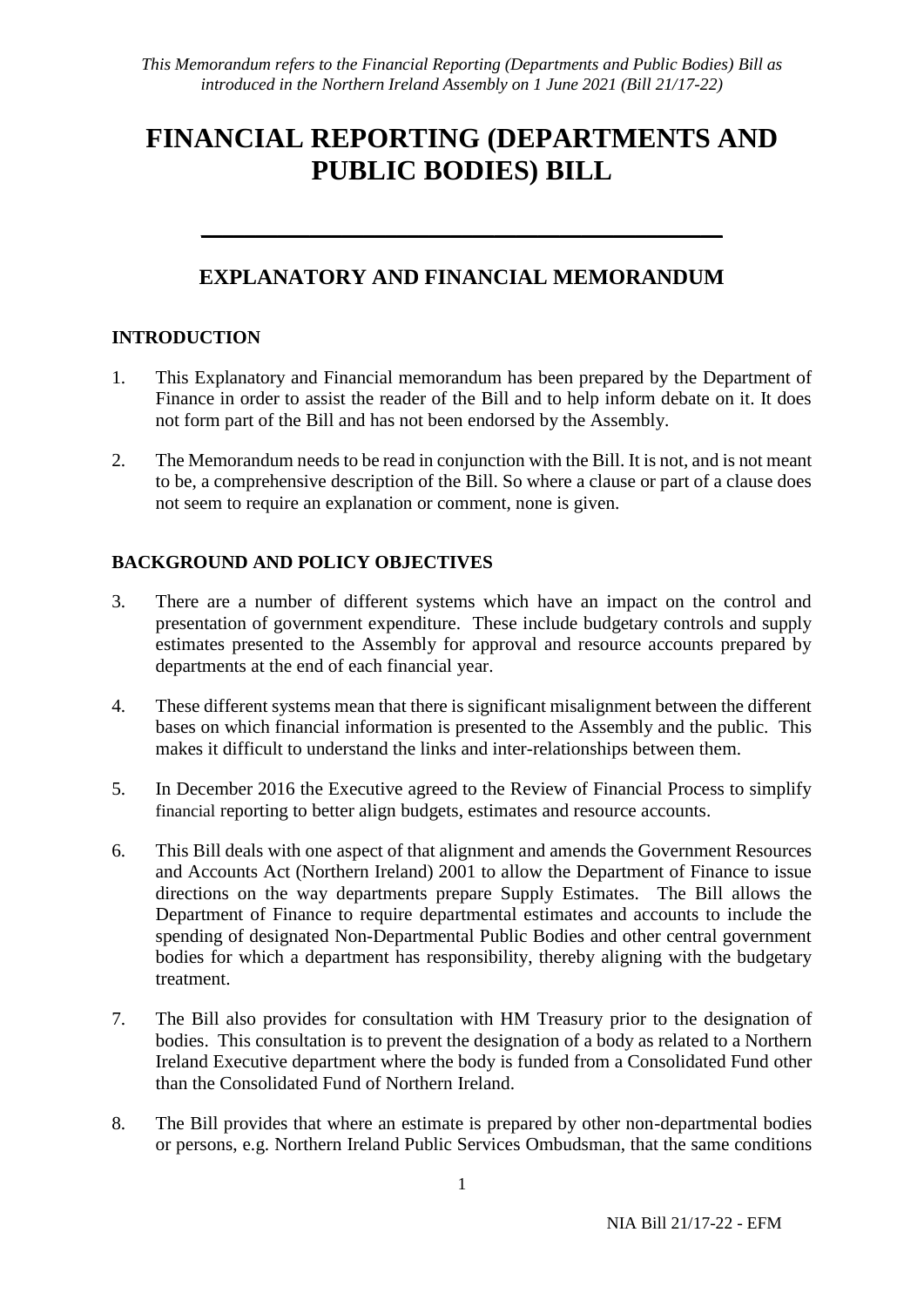*This Memorandum refers to the Financial Reporting (Departments and Public Bodies) Bill as introduced in the Northern Ireland Assembly on 1 June 2021 (Bill 21/17-22)*

# FINANCIAL REPORTING (DEPARTMENTS AND PUBLIC BODIES) BILL

---

## EXPLANATORY AND FINANCIAL MEMORANDUM

### INTRODUCTION

1. This Explanatory and Financial memorandum has been prepared by the Department of Finance in order to assist the reader of the Bill and to help inform debate on it. It does not form part of the Bill and has not been endorsed by the Assembly.

2. The Memorandum needs to be read in conjunction with the Bill. It is not, and is not meant to be, a comprehensive description of the Bill. So where a clause or part of a clause does not seem to require an explanation or comment, none is given.

### BACKGROUND AND POLICY OBJECTIVES

3. There are a number of different systems which have an impact on the control and presentation of government expenditure. These include budgetary controls and supply estimates presented to the Assembly for approval and resource accounts prepared by departments at the end of each financial year.

4. These different systems mean that there is significant misalignment between the different bases on which financial information is presented to the Assembly and the public. This makes it difficult to understand the links and inter-relationships between them.

5. In December 2016 the Executive agreed to the Review of Financial Process to simplify financial reporting to better align budgets, estimates and resource accounts.

6. This Bill deals with one aspect of that alignment and amends the Government Resources and Accounts Act (Northern Ireland) 2001 to allow the Department of Finance to issue directions on the way departments prepare Supply Estimates. The Bill allows the Department of Finance to require departmental estimates and accounts to include the spending of designated Non-Departmental Public Bodies and other central government bodies for which a department has responsibility, thereby aligning with the budgetary treatment.

7. The Bill also provides for consultation with HM Treasury prior to the designation of bodies. This consultation is to prevent the designation of a body as related to a Northern Ireland Executive department where the body is funded from a Consolidated Fund other than the Consolidated Fund of Northern Ireland.

8. The Bill provides that where an estimate is prepared by other non-departmental bodies or persons, e.g. Northern Ireland Public Services Ombudsman, that the same conditions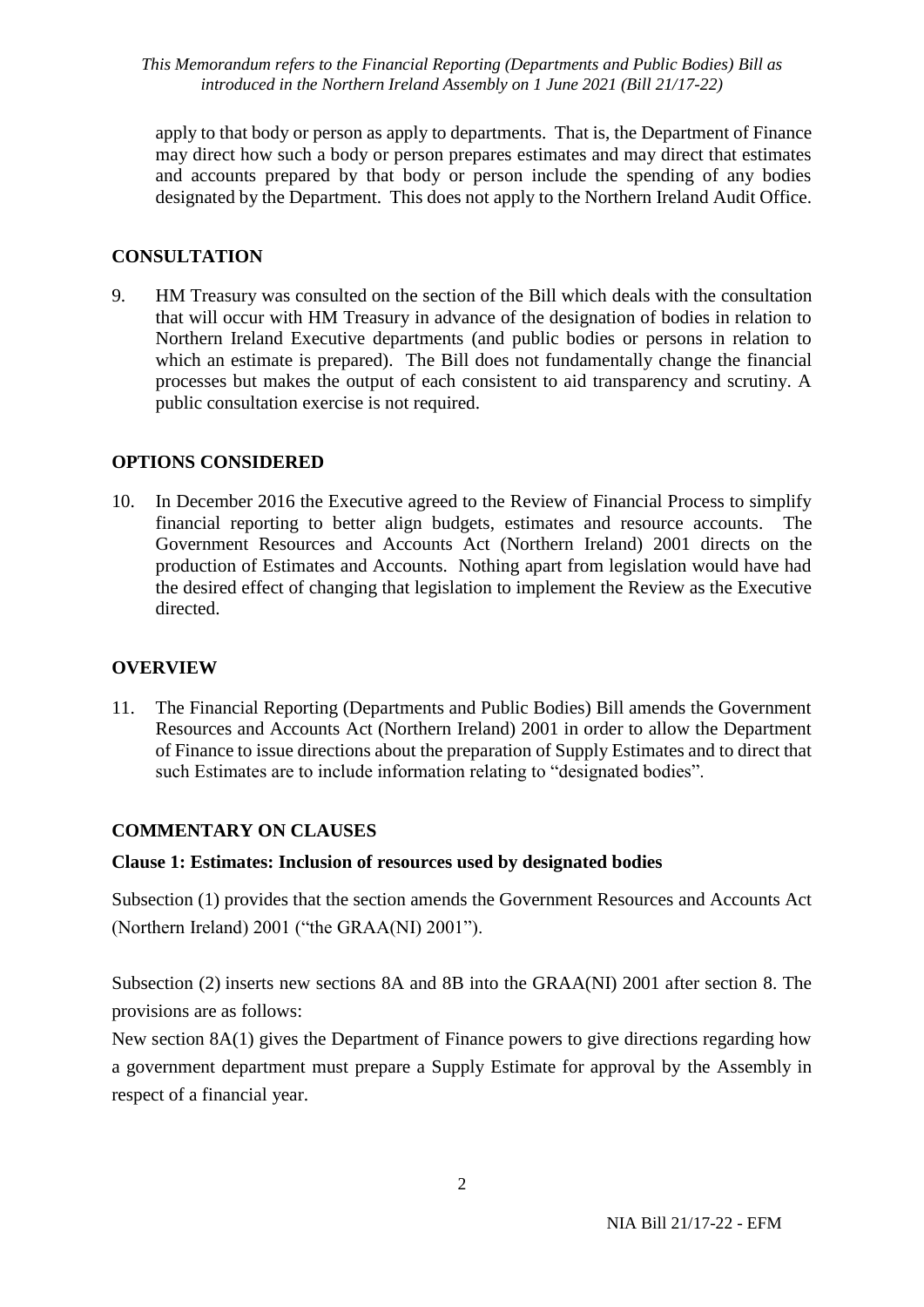apply to that body or person as apply to departments. That is, the Department of Finance may direct how such a body or person prepares estimates and may direct that estimates and accounts prepared by that body or person include the spending of any bodies designated by the Department. This does not apply to the Northern Ireland Audit Office.

## CONSULTATION

9. HM Treasury was consulted on the section of the Bill which deals with the consultation that will occur with HM Treasury in advance of the designation of bodies in relation to Northern Ireland Executive departments (and public bodies or persons in relation to which an estimate is prepared). The Bill does not fundamentally change the financial processes but makes the output of each consistent to aid transparency and scrutiny. A public consultation exercise is not required.

## OPTIONS CONSIDERED

10. In December 2016 the Executive agreed to the Review of Financial Process to simplify financial reporting to better align budgets, estimates and resource accounts. The Government Resources and Accounts Act (Northern Ireland) 2001 directs on the production of Estimates and Accounts. Nothing apart from legislation would have had the desired effect of changing that legislation to implement the Review as the Executive directed.

## OVERVIEW

11. The Financial Reporting (Departments and Public Bodies) Bill amends the Government Resources and Accounts Act (Northern Ireland) 2001 in order to allow the Department of Finance to issue directions about the preparation of Supply Estimates and to direct that such Estimates are to include information relating to "designated bodies".

## COMMENTARY ON CLAUSES

### Clause 1: Estimates: Inclusion of resources used by designated bodies

Subsection (1) provides that the section amends the Government Resources and Accounts Act (Northern Ireland) 2001 ("the GRAA(NI) 2001").

Subsection (2) inserts new sections 8A and 8B into the GRAA(NI) 2001 after section 8. The provisions are as follows:

New section 8A(1) gives the Department of Finance powers to give directions regarding how a government department must prepare a Supply Estimate for approval by the Assembly in respect of a financial year.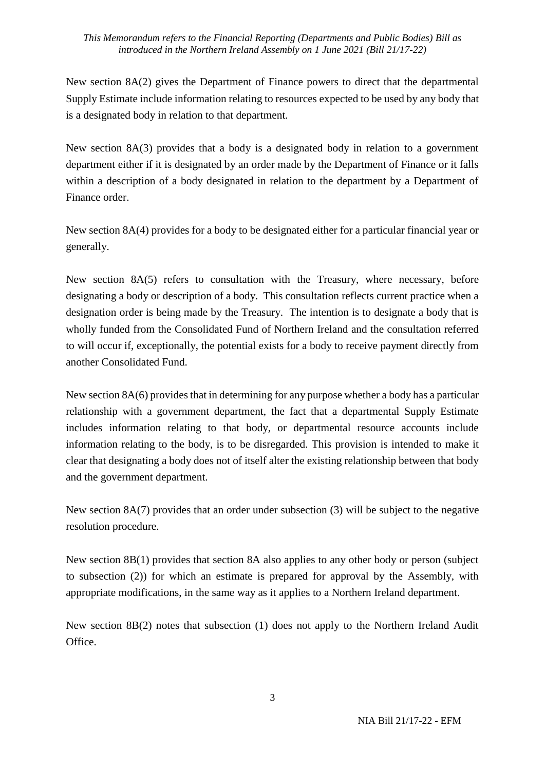New section 8A(2) gives the Department of Finance powers to direct that the departmental Supply Estimate include information relating to resources expected to be used by any body that is a designated body in relation to that department.

New section 8A(3) provides that a body is a designated body in relation to a government department either if it is designated by an order made by the Department of Finance or it falls within a description of a body designated in relation to the department by a Department of Finance order.

New section 8A(4) provides for a body to be designated either for a particular financial year or generally.

New section 8A(5) refers to consultation with the Treasury, where necessary, before designating a body or description of a body. This consultation reflects current practice when a designation order is being made by the Treasury. The intention is to designate a body that is wholly funded from the Consolidated Fund of Northern Ireland and the consultation referred to will occur if, exceptionally, the potential exists for a body to receive payment directly from another Consolidated Fund.

New section 8A(6) provides that in determining for any purpose whether a body has a particular relationship with a government department, the fact that a departmental Supply Estimate includes information relating to that body, or departmental resource accounts include information relating to the body, is to be disregarded. This provision is intended to make it clear that designating a body does not of itself alter the existing relationship between that body and the government department.

New section 8A(7) provides that an order under subsection (3) will be subject to the negative resolution procedure.

New section 8B(1) provides that section 8A also applies to any other body or person (subject to subsection (2)) for which an estimate is prepared for approval by the Assembly, with appropriate modifications, in the same way as it applies to a Northern Ireland department.

New section 8B(2) notes that subsection (1) does not apply to the Northern Ireland Audit Office.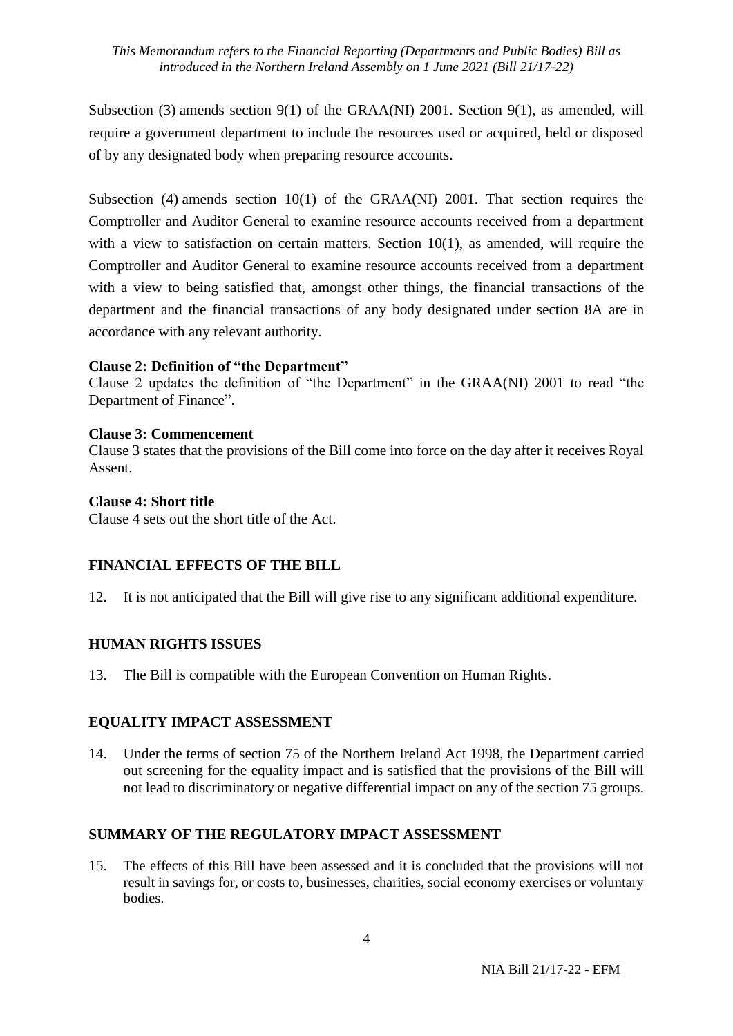Subsection (3) amends section 9(1) of the GRAA(NI) 2001. Section 9(1), as amended, will require a government department to include the resources used or acquired, held or disposed of by any designated body when preparing resource accounts.

Subsection (4) amends section 10(1) of the GRAA(NI) 2001. That section requires the Comptroller and Auditor General to examine resource accounts received from a department with a view to satisfaction on certain matters. Section 10(1), as amended, will require the Comptroller and Auditor General to examine resource accounts received from a department with a view to being satisfied that, amongst other things, the financial transactions of the department and the financial transactions of any body designated under section 8A are in accordance with any relevant authority.

**Clause 2: Definition of "the Department"**

Clause 2 updates the definition of "the Department" in the GRAA(NI) 2001 to read "the Department of Finance".

**Clause 3: Commencement**

Clause 3 states that the provisions of the Bill come into force on the day after it receives Royal Assent.

**Clause 4: Short title**

Clause 4 sets out the short title of the Act.

## FINANCIAL EFFECTS OF THE BILL

12. It is not anticipated that the Bill will give rise to any significant additional expenditure.

## HUMAN RIGHTS ISSUES

13. The Bill is compatible with the European Convention on Human Rights.

## EQUALITY IMPACT ASSESSMENT

14. Under the terms of section 75 of the Northern Ireland Act 1998, the Department carried out screening for the equality impact and is satisfied that the provisions of the Bill will not lead to discriminatory or negative differential impact on any of the section 75 groups.

## SUMMARY OF THE REGULATORY IMPACT ASSESSMENT

15. The effects of this Bill have been assessed and it is concluded that the provisions will not result in savings for, or costs to, businesses, charities, social economy exercises or voluntary bodies.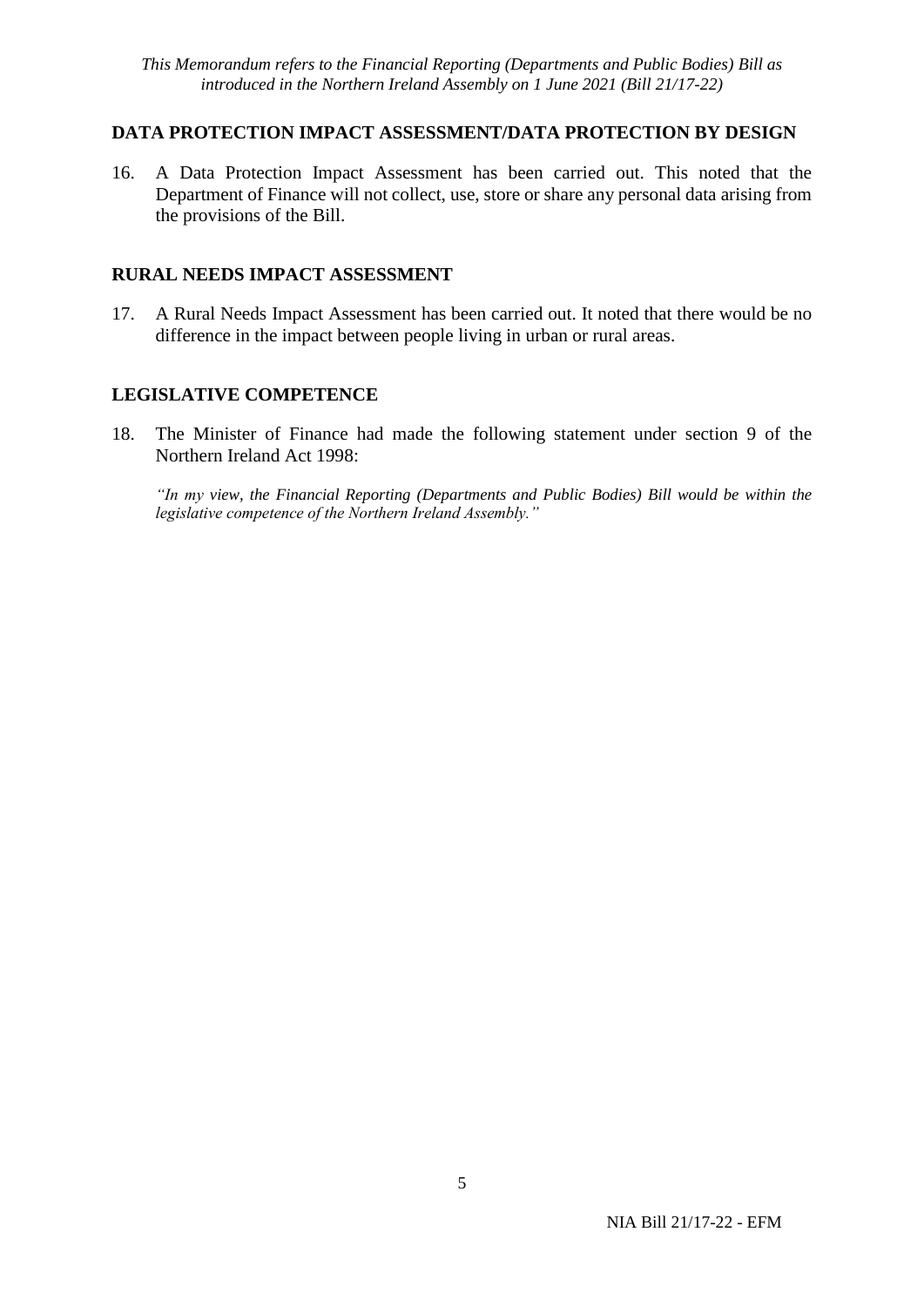## DATA PROTECTION IMPACT ASSESSMENT/DATA PROTECTION BY DESIGN

16. A Data Protection Impact Assessment has been carried out. This noted that the Department of Finance will not collect, use, store or share any personal data arising from the provisions of the Bill.

## RURAL NEEDS IMPACT ASSESSMENT

17. A Rural Needs Impact Assessment has been carried out. It noted that there would be no difference in the impact between people living in urban or rural areas.

## LEGISLATIVE COMPETENCE

18. The Minister of Finance had made the following statement under section 9 of the Northern Ireland Act 1998:

    *"In my view, the Financial Reporting (Departments and Public Bodies) Bill would be within the legislative competence of the Northern Ireland Assembly."*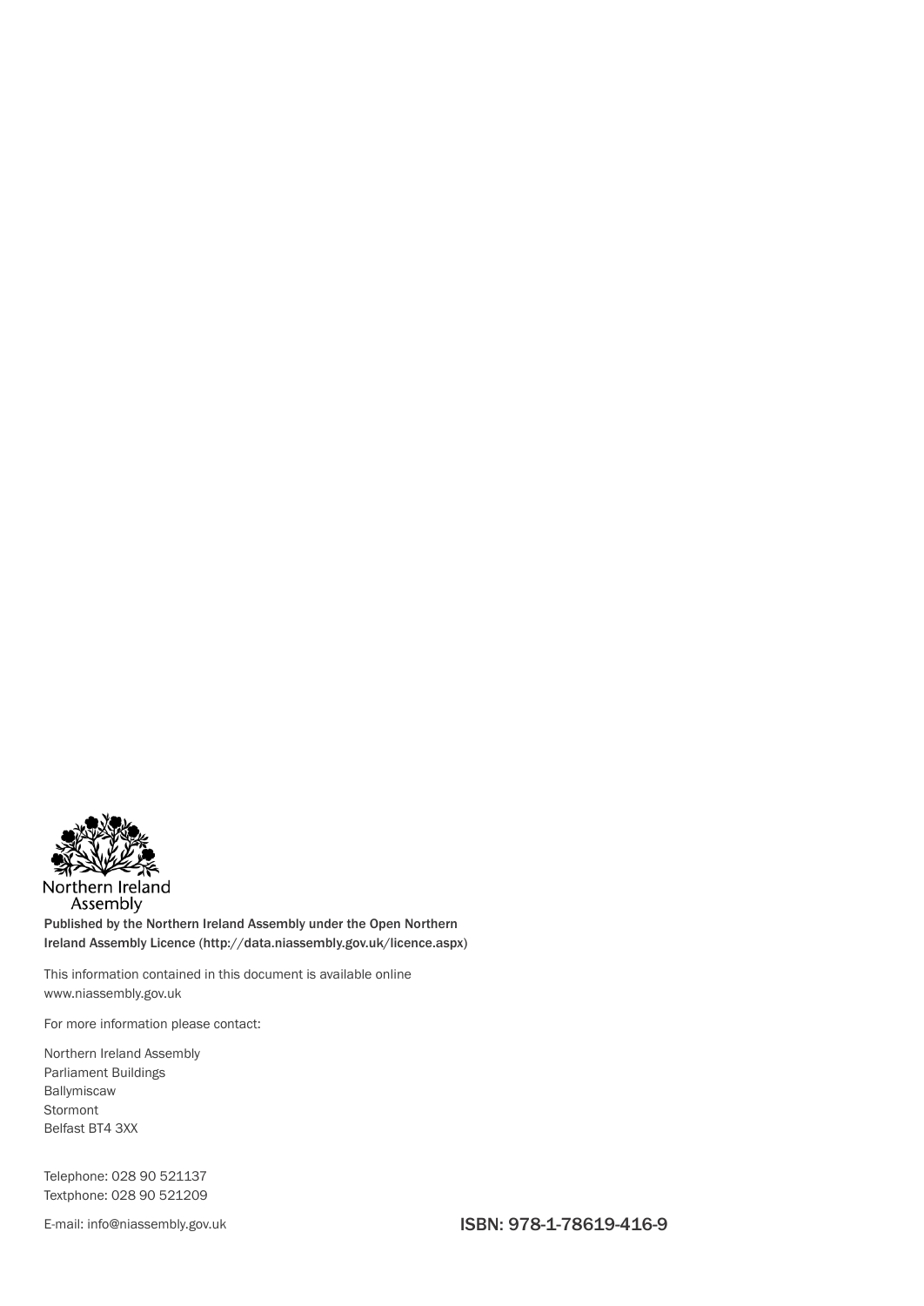Northern Ireland Assembly

**Published by the Northern Ireland Assembly under the Open Northern Ireland Assembly Licence (http://data.niassembly.gov.uk/licence.aspx)**

This information contained in this document is available online www.niassembly.gov.uk

For more information please contact:

Northern Ireland Assembly
Parliament Buildings
Ballymiscaw
Stormont
Belfast BT4 3XX

Telephone: 028 90 521137
Textphone: 028 90 521209

E-mail: info@niassembly.gov.uk

ISBN: 978-1-78619-416-9